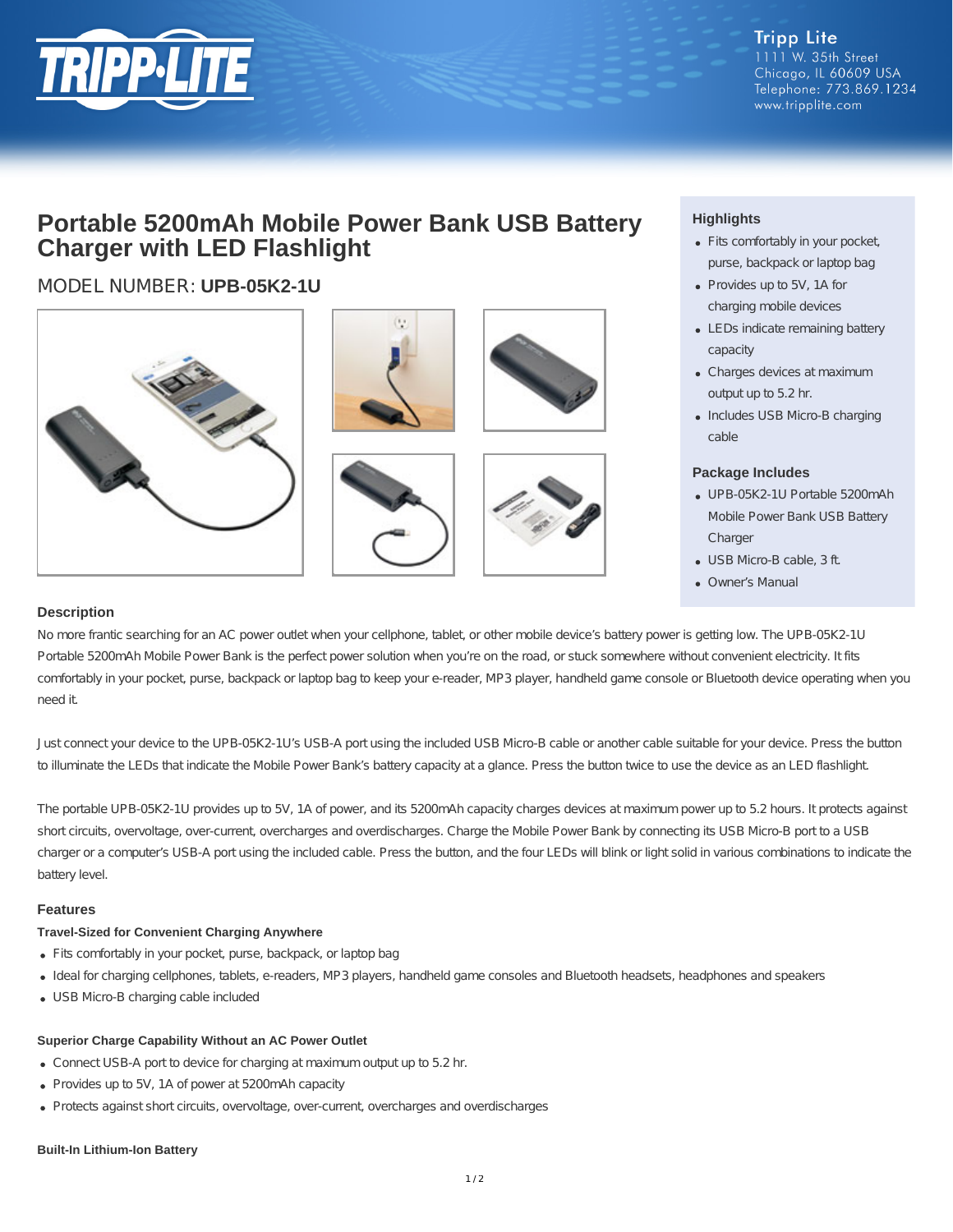Tripp Lite
1111 W. 35th Street
Chicago, IL 60609 USA
Telephone: 773.869.1234
www.tripplite.com

# Portable 5200mAh Mobile Power Bank USB Battery Charger with LED Flashlight

## MODEL NUMBER: **UPB-05K2-1U**

### Highlights

- Fits comfortably in your pocket, purse, backpack or laptop bag
- Provides up to 5V, 1A for charging mobile devices
- LEDs indicate remaining battery capacity
- Charges devices at maximum output up to 5.2 hr.
- Includes USB Micro-B charging cable

### Package Includes

- UPB-05K2-1U Portable 5200mAh Mobile Power Bank USB Battery Charger
- USB Micro-B cable, 3 ft.
- Owner's Manual

### Description

No more frantic searching for an AC power outlet when your cellphone, tablet, or other mobile device's battery power is getting low. The UPB-05K2-1U Portable 5200mAh Mobile Power Bank is the perfect power solution when you're on the road, or stuck somewhere without convenient electricity. It fits comfortably in your pocket, purse, backpack or laptop bag to keep your e-reader, MP3 player, handheld game console or Bluetooth device operating when you need it.

Just connect your device to the UPB-05K2-1U's USB-A port using the included USB Micro-B cable or another cable suitable for your device. Press the button to illuminate the LEDs that indicate the Mobile Power Bank's battery capacity at a glance. Press the button twice to use the device as an LED flashlight.

The portable UPB-05K2-1U provides up to 5V, 1A of power, and its 5200mAh capacity charges devices at maximum power up to 5.2 hours. It protects against short circuits, overvoltage, over-current, overcharges and overdischarges. Charge the Mobile Power Bank by connecting its USB Micro-B port to a USB charger or a computer's USB-A port using the included cable. Press the button, and the four LEDs will blink or light solid in various combinations to indicate the battery level.

### Features

#### Travel-Sized for Convenient Charging Anywhere

- Fits comfortably in your pocket, purse, backpack, or laptop bag
- Ideal for charging cellphones, tablets, e-readers, MP3 players, handheld game consoles and Bluetooth headsets, headphones and speakers
- USB Micro-B charging cable included

#### Superior Charge Capability Without an AC Power Outlet

- Connect USB-A port to device for charging at maximum output up to 5.2 hr.
- Provides up to 5V, 1A of power at 5200mAh capacity
- Protects against short circuits, overvoltage, over-current, overcharges and overdischarges

#### Built-In Lithium-Ion Battery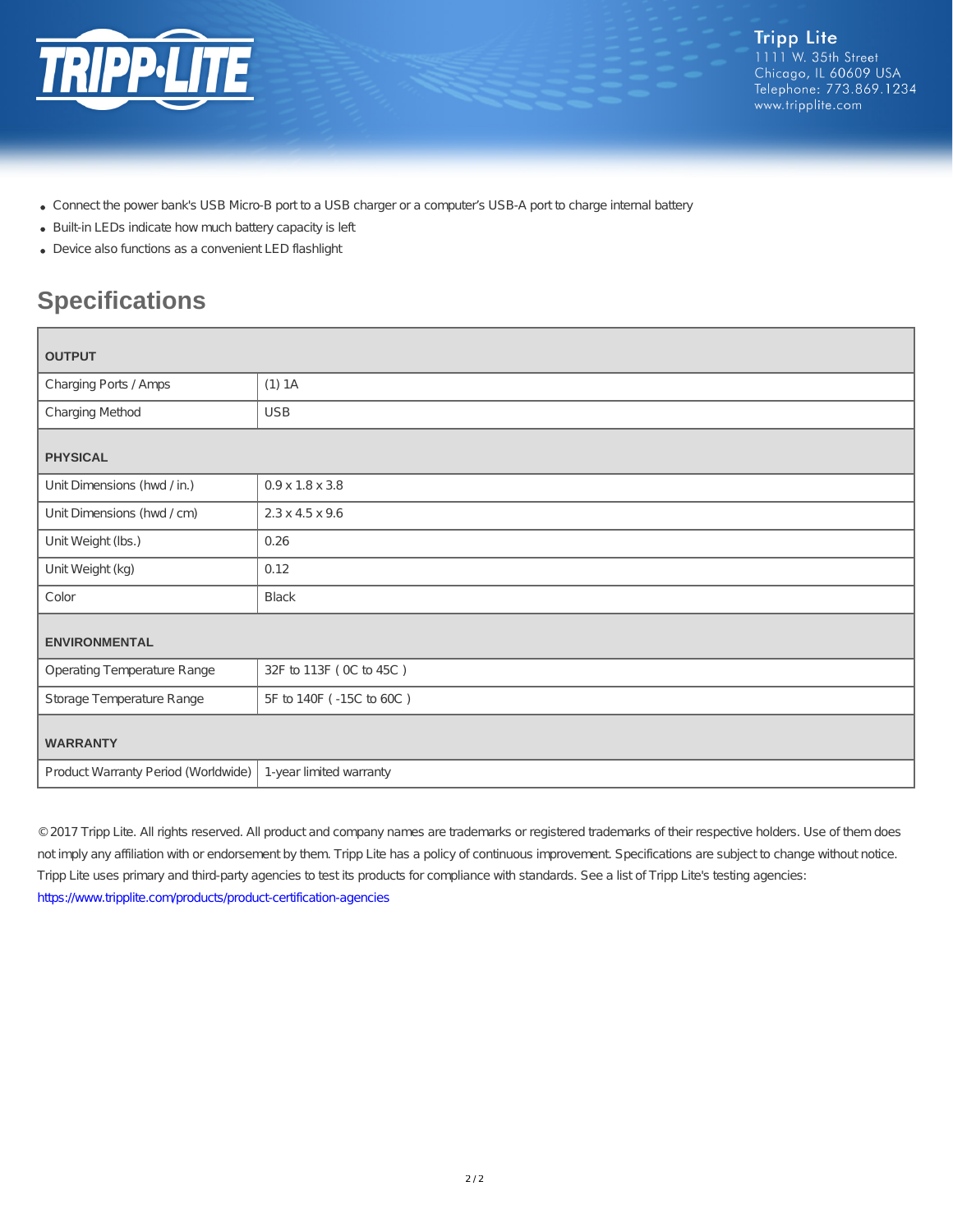- Connect the power bank's USB Micro-B port to a USB charger or a computer's USB-A port to charge internal battery
- Built-in LEDs indicate how much battery capacity is left
- Device also functions as a convenient LED flashlight

## Specifications

| | |
|---|---|
| **OUTPUT** | |
| Charging Ports / Amps | (1) 1A |
| Charging Method | USB |
| **PHYSICAL** | |
| Unit Dimensions (hwd / in.) | 0.9 x 1.8 x 3.8 |
| Unit Dimensions (hwd / cm) | 2.3 x 4.5 x 9.6 |
| Unit Weight (lbs.) | 0.26 |
| Unit Weight (kg) | 0.12 |
| Color | Black |
| **ENVIRONMENTAL** | |
| Operating Temperature Range | 32F to 113F ( 0C to 45C ) |
| Storage Temperature Range | 5F to 140F ( -15C to 60C ) |
| **WARRANTY** | |
| Product Warranty Period (Worldwide) | 1-year limited warranty |

© 2017 Tripp Lite. All rights reserved. All product and company names are trademarks or registered trademarks of their respective holders. Use of them does not imply any affiliation with or endorsement by them. Tripp Lite has a policy of continuous improvement. Specifications are subject to change without notice. Tripp Lite uses primary and third-party agencies to test its products for compliance with standards. See a list of Tripp Lite's testing agencies: https://www.tripplite.com/products/product-certification-agencies